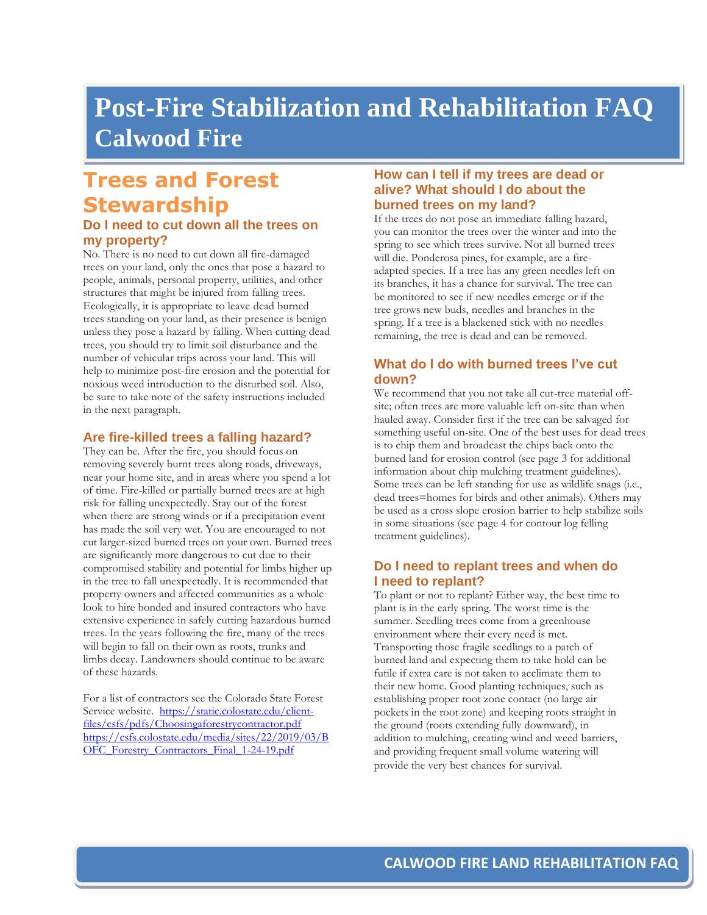# Post-Fire Stabilization and Rehabilitation FAQ Calwood Fire

## Trees and Forest Stewardship

### Do I need to cut down all the trees on my property?

No. There is no need to cut down all fire-damaged trees on your land, only the ones that pose a hazard to people, animals, personal property, utilities, and other structures that might be injured from falling trees. Ecologically, it is appropriate to leave dead burned trees standing on your land, as their presence is benign unless they pose a hazard by falling. When cutting dead trees, you should try to limit soil disturbance and the number of vehicular trips across your land. This will help to minimize post-fire erosion and the potential for noxious weed introduction to the disturbed soil. Also, be sure to take note of the safety instructions included in the next paragraph.

### Are fire-killed trees a falling hazard?

They can be. After the fire, you should focus on removing severely burnt trees along roads, driveways, near your home site, and in areas where you spend a lot of time. Fire-killed or partially burned trees are at high risk for falling unexpectedly. Stay out of the forest when there are strong winds or if a precipitation event has made the soil very wet. You are encouraged to not cut larger-sized burned trees on your own. Burned trees are significantly more dangerous to cut due to their compromised stability and potential for limbs higher up in the tree to fall unexpectedly. It is recommended that property owners and affected communities as a whole look to hire bonded and insured contractors who have extensive experience in safely cutting hazardous burned trees. In the years following the fire, many of the trees will begin to fall on their own as roots, trunks and limbs decay. Landowners should continue to be aware of these hazards.

For a list of contractors see the Colorado State Forest Service website. https://static.colostate.edu/client-files/csfs/pdfs/Choosingaforestrycontractor.pdf https://csfs.colostate.edu/media/sites/22/2019/03/BOFC_Forestry_Contractors_Final_1-24-19.pdf

### How can I tell if my trees are dead or alive? What should I do about the burned trees on my land?

If the trees do not pose an immediate falling hazard, you can monitor the trees over the winter and into the spring to see which trees survive. Not all burned trees will die. Ponderosa pines, for example, are a fire-adapted species. If a tree has any green needles left on its branches, it has a chance for survival. The tree can be monitored to see if new needles emerge or if the tree grows new buds, needles and branches in the spring. If a tree is a blackened stick with no needles remaining, the tree is dead and can be removed.

### What do I do with burned trees I've cut down?

We recommend that you not take all cut-tree material off-site; often trees are more valuable left on-site than when hauled away. Consider first if the tree can be salvaged for something useful on-site. One of the best uses for dead trees is to chip them and broadcast the chips back onto the burned land for erosion control (see page 3 for additional information about chip mulching treatment guidelines). Some trees can be left standing for use as wildlife snags (i.e., dead trees=homes for birds and other animals). Others may be used as a cross slope erosion barrier to help stabilize soils in some situations (see page 4 for contour log felling treatment guidelines).

### Do I need to replant trees and when do I need to replant?

To plant or not to replant? Either way, the best time to plant is in the early spring. The worst time is the summer. Seedling trees come from a greenhouse environment where their every need is met. Transporting those fragile seedlings to a patch of burned land and expecting them to take hold can be futile if extra care is not taken to acclimate them to their new home. Good planting techniques, such as establishing proper root zone contact (no large air pockets in the root zone) and keeping roots straight in the ground (roots extending fully downward), in addition to mulching, creating wind and weed barriers, and providing frequent small volume watering will provide the very best chances for survival.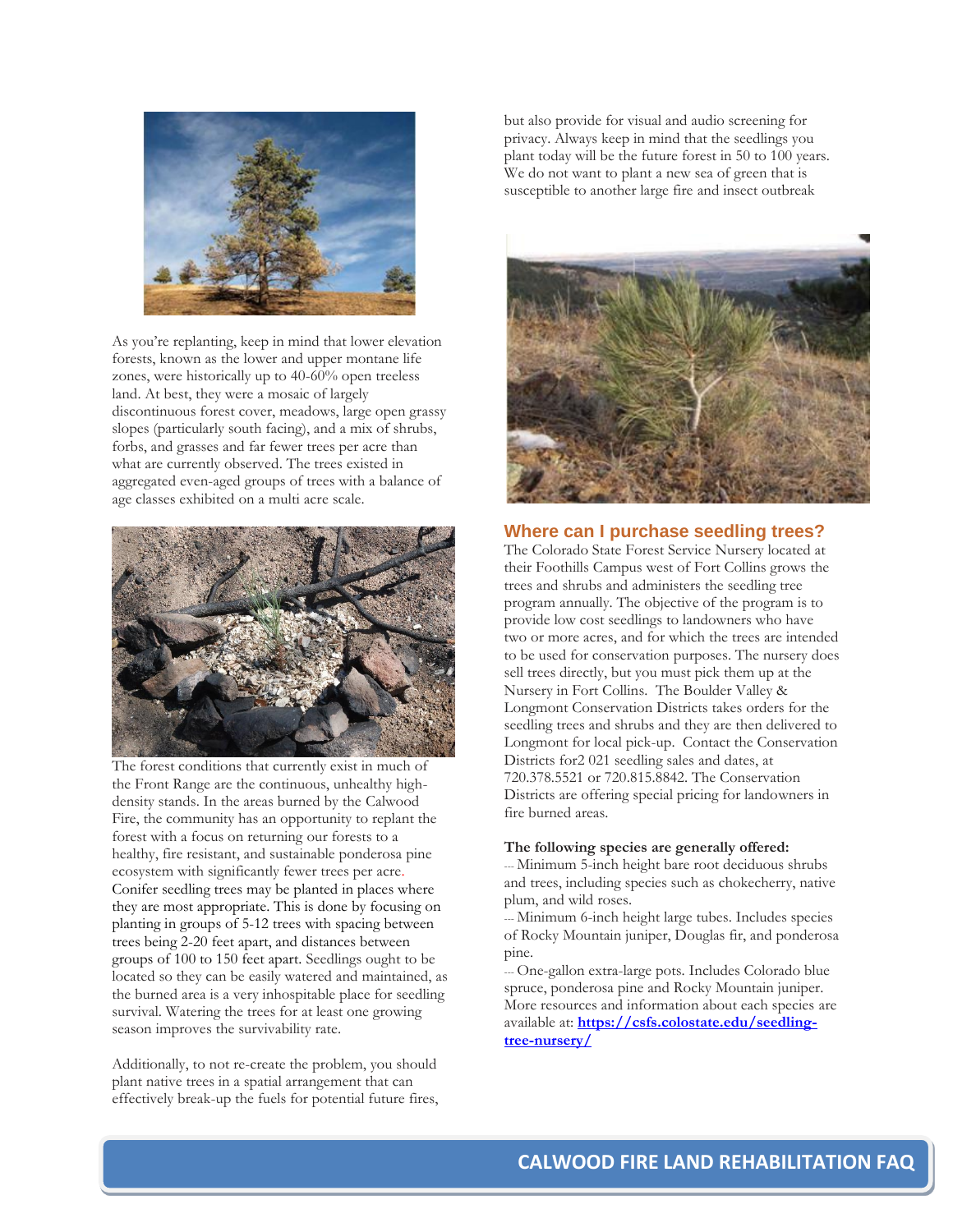As you're replanting, keep in mind that lower elevation forests, known as the lower and upper montane life zones, were historically up to 40-60% open treeless land. At best, they were a mosaic of largely discontinuous forest cover, meadows, large open grassy slopes (particularly south facing), and a mix of shrubs, forbs, and grasses and far fewer trees per acre than what are currently observed. The trees existed in aggregated even-aged groups of trees with a balance of age classes exhibited on a multi acre scale.

The forest conditions that currently exist in much of the Front Range are the continuous, unhealthy high-density stands. In the areas burned by the Calwood Fire, the community has an opportunity to replant the forest with a focus on returning our forests to a healthy, fire resistant, and sustainable ponderosa pine ecosystem with significantly fewer trees per acre. Conifer seedling trees may be planted in places where they are most appropriate. This is done by focusing on planting in groups of 5-12 trees with spacing between trees being 2-20 feet apart, and distances between groups of 100 to 150 feet apart. Seedlings ought to be located so they can be easily watered and maintained, as the burned area is a very inhospitable place for seedling survival. Watering the trees for at least one growing season improves the survivability rate.

Additionally, to not re-create the problem, you should plant native trees in a spatial arrangement that can effectively break-up the fuels for potential future fires, but also provide for visual and audio screening for privacy. Always keep in mind that the seedlings you plant today will be the future forest in 50 to 100 years. We do not want to plant a new sea of green that is susceptible to another large fire and insect outbreak

## Where can I purchase seedling trees?

The Colorado State Forest Service Nursery located at their Foothills Campus west of Fort Collins grows the trees and shrubs and administers the seedling tree program annually. The objective of the program is to provide low cost seedlings to landowners who have two or more acres, and for which the trees are intended to be used for conservation purposes. The nursery does sell trees directly, but you must pick them up at the Nursery in Fort Collins. The Boulder Valley & Longmont Conservation Districts takes orders for the seedling trees and shrubs and they are then delivered to Longmont for local pick-up. Contact the Conservation Districts for2 021 seedling sales and dates, at 720.378.5521 or 720.815.8842. The Conservation Districts are offering special pricing for landowners in fire burned areas.

**The following species are generally offered:**

--- Minimum 5-inch height bare root deciduous shrubs and trees, including species such as chokecherry, native plum, and wild roses.

--- Minimum 6-inch height large tubes. Includes species of Rocky Mountain juniper, Douglas fir, and ponderosa pine.

--- One-gallon extra-large pots. Includes Colorado blue spruce, ponderosa pine and Rocky Mountain juniper.

More resources and information about each species are available at: **https://csfs.colostate.edu/seedling-tree-nursery/**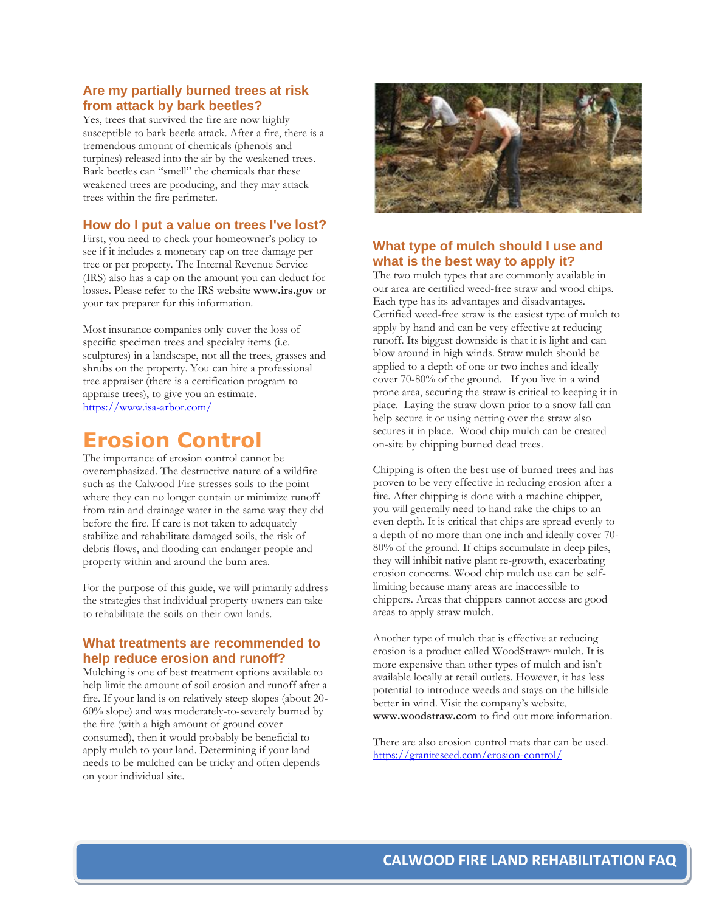### Are my partially burned trees at risk from attack by bark beetles?

Yes, trees that survived the fire are now highly susceptible to bark beetle attack. After a fire, there is a tremendous amount of chemicals (phenols and turpines) released into the air by the weakened trees. Bark beetles can "smell" the chemicals that these weakened trees are producing, and they may attack trees within the fire perimeter.

### How do I put a value on trees I've lost?

First, you need to check your homeowner's policy to see if it includes a monetary cap on tree damage per tree or per property. The Internal Revenue Service (IRS) also has a cap on the amount you can deduct for losses. Please refer to the IRS website **www.irs.gov** or your tax preparer for this information.

Most insurance companies only cover the loss of specific specimen trees and specialty items (i.e. sculptures) in a landscape, not all the trees, grasses and shrubs on the property. You can hire a professional tree appraiser (there is a certification program to appraise trees), to give you an estimate. https://www.isa-arbor.com/

# Erosion Control

The importance of erosion control cannot be overemphasized. The destructive nature of a wildfire such as the Calwood Fire stresses soils to the point where they can no longer contain or minimize runoff from rain and drainage water in the same way they did before the fire. If care is not taken to adequately stabilize and rehabilitate damaged soils, the risk of debris flows, and flooding can endanger people and property within and around the burn area.

For the purpose of this guide, we will primarily address the strategies that individual property owners can take to rehabilitate the soils on their own lands.

### What treatments are recommended to help reduce erosion and runoff?

Mulching is one of best treatment options available to help limit the amount of soil erosion and runoff after a fire. If your land is on relatively steep slopes (about 20-60% slope) and was moderately-to-severely burned by the fire (with a high amount of ground cover consumed), then it would probably be beneficial to apply mulch to your land. Determining if your land needs to be mulched can be tricky and often depends on your individual site.

### What type of mulch should I use and what is the best way to apply it?

The two mulch types that are commonly available in our area are certified weed-free straw and wood chips. Each type has its advantages and disadvantages. Certified weed-free straw is the easiest type of mulch to apply by hand and can be very effective at reducing runoff. Its biggest downside is that it is light and can blow around in high winds. Straw mulch should be applied to a depth of one or two inches and ideally cover 70-80% of the ground. If you live in a wind prone area, securing the straw is critical to keeping it in place. Laying the straw down prior to a snow fall can help secure it or using netting over the straw also secures it in place. Wood chip mulch can be created on-site by chipping burned dead trees.

Chipping is often the best use of burned trees and has proven to be very effective in reducing erosion after a fire. After chipping is done with a machine chipper, you will generally need to hand rake the chips to an even depth. It is critical that chips are spread evenly to a depth of no more than one inch and ideally cover 70-80% of the ground. If chips accumulate in deep piles, they will inhibit native plant re-growth, exacerbating erosion concerns. Wood chip mulch use can be self-limiting because many areas are inaccessible to chippers. Areas that chippers cannot access are good areas to apply straw mulch.

Another type of mulch that is effective at reducing erosion is a product called WoodStraw™ mulch. It is more expensive than other types of mulch and isn't available locally at retail outlets. However, it has less potential to introduce weeds and stays on the hillside better in wind. Visit the company's website, **www.woodstraw.com** to find out more information.

There are also erosion control mats that can be used. https://graniteseed.com/erosion-control/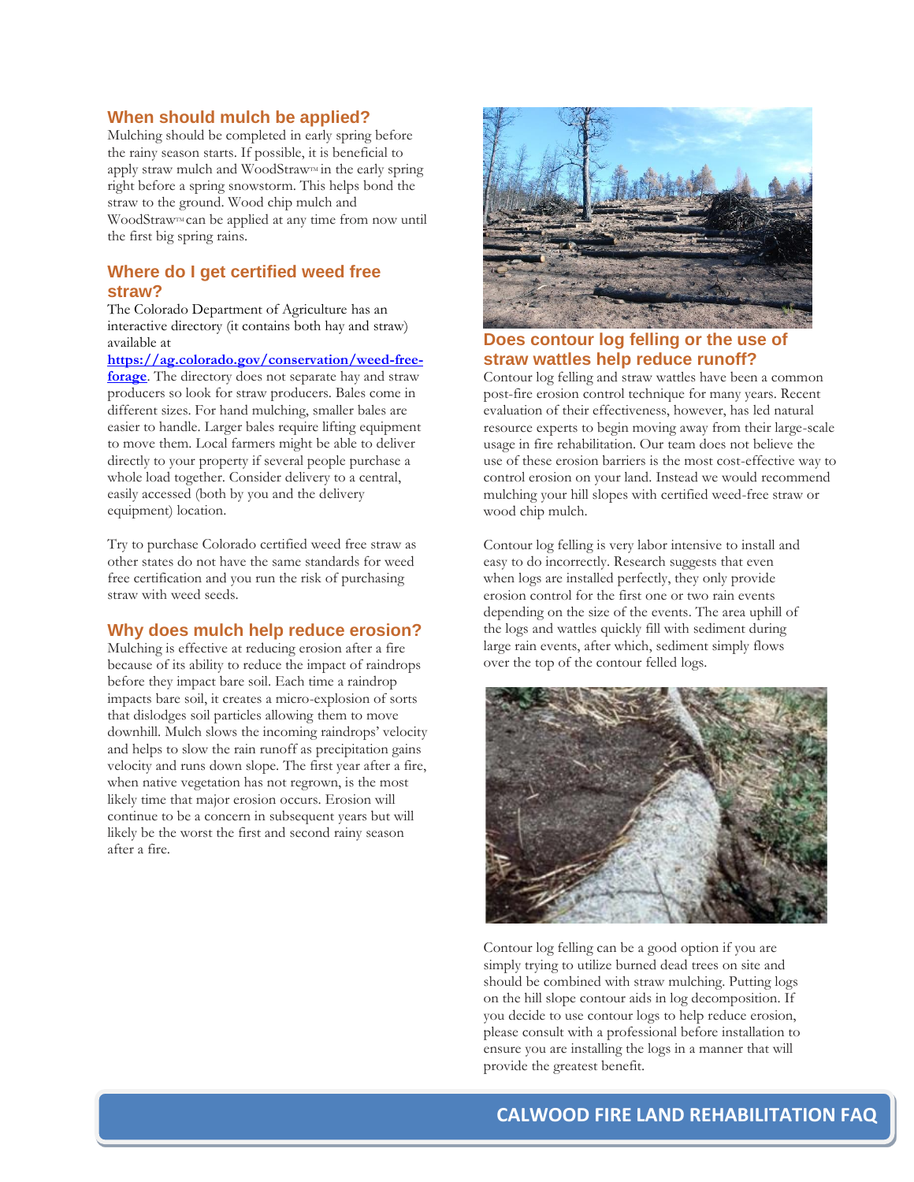## When should mulch be applied?

Mulching should be completed in early spring before the rainy season starts. If possible, it is beneficial to apply straw mulch and WoodStraw™ in the early spring right before a spring snowstorm. This helps bond the straw to the ground. Wood chip mulch and WoodStraw™ can be applied at any time from now until the first big spring rains.

## Where do I get certified weed free straw?

The Colorado Department of Agriculture has an interactive directory (it contains both hay and straw) available at **https://ag.colorado.gov/conservation/weed-free-forage**. The directory does not separate hay and straw producers so look for straw producers. Bales come in different sizes. For hand mulching, smaller bales are easier to handle. Larger bales require lifting equipment to move them. Local farmers might be able to deliver directly to your property if several people purchase a whole load together. Consider delivery to a central, easily accessed (both by you and the delivery equipment) location.

Try to purchase Colorado certified weed free straw as other states do not have the same standards for weed free certification and you run the risk of purchasing straw with weed seeds.

## Why does mulch help reduce erosion?

Mulching is effective at reducing erosion after a fire because of its ability to reduce the impact of raindrops before they impact bare soil. Each time a raindrop impacts bare soil, it creates a micro-explosion of sorts that dislodges soil particles allowing them to move downhill. Mulch slows the incoming raindrops' velocity and helps to slow the rain runoff as precipitation gains velocity and runs down slope. The first year after a fire, when native vegetation has not regrown, is the most likely time that major erosion occurs. Erosion will continue to be a concern in subsequent years but will likely be the worst the first and second rainy season after a fire.

## Does contour log felling or the use of straw wattles help reduce runoff?

Contour log felling and straw wattles have been a common post-fire erosion control technique for many years. Recent evaluation of their effectiveness, however, has led natural resource experts to begin moving away from their large-scale usage in fire rehabilitation. Our team does not believe the use of these erosion barriers is the most cost-effective way to control erosion on your land. Instead we would recommend mulching your hill slopes with certified weed-free straw or wood chip mulch.

Contour log felling is very labor intensive to install and easy to do incorrectly. Research suggests that even when logs are installed perfectly, they only provide erosion control for the first one or two rain events depending on the size of the events. The area uphill of the logs and wattles quickly fill with sediment during large rain events, after which, sediment simply flows over the top of the contour felled logs.

Contour log felling can be a good option if you are simply trying to utilize burned dead trees on site and should be combined with straw mulching. Putting logs on the hill slope contour aids in log decomposition. If you decide to use contour logs to help reduce erosion, please consult with a professional before installation to ensure you are installing the logs in a manner that will provide the greatest benefit.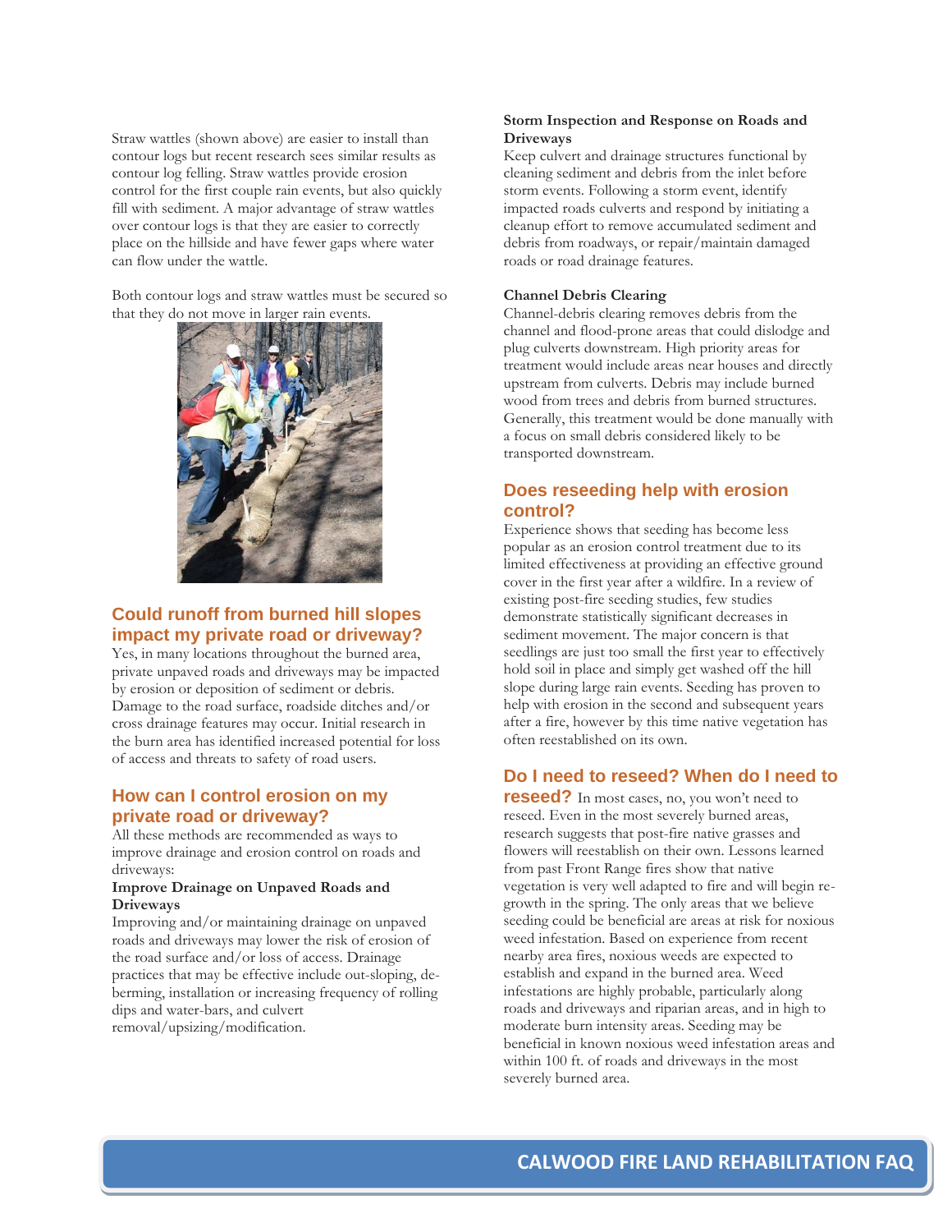Straw wattles (shown above) are easier to install than contour logs but recent research sees similar results as contour log felling. Straw wattles provide erosion control for the first couple rain events, but also quickly fill with sediment. A major advantage of straw wattles over contour logs is that they are easier to correctly place on the hillside and have fewer gaps where water can flow under the wattle.

Both contour logs and straw wattles must be secured so that they do not move in larger rain events.

## Could runoff from burned hill slopes impact my private road or driveway?

Yes, in many locations throughout the burned area, private unpaved roads and driveways may be impacted by erosion or deposition of sediment or debris. Damage to the road surface, roadside ditches and/or cross drainage features may occur. Initial research in the burn area has identified increased potential for loss of access and threats to safety of road users.

## How can I control erosion on my private road or driveway?

All these methods are recommended as ways to improve drainage and erosion control on roads and driveways:

**Improve Drainage on Unpaved Roads and Driveways**

Improving and/or maintaining drainage on unpaved roads and driveways may lower the risk of erosion of the road surface and/or loss of access. Drainage practices that may be effective include out-sloping, de-berming, installation or increasing frequency of rolling dips and water-bars, and culvert removal/upsizing/modification.

**Storm Inspection and Response on Roads and Driveways**

Keep culvert and drainage structures functional by cleaning sediment and debris from the inlet before storm events. Following a storm event, identify impacted roads culverts and respond by initiating a cleanup effort to remove accumulated sediment and debris from roadways, or repair/maintain damaged roads or road drainage features.

**Channel Debris Clearing**

Channel-debris clearing removes debris from the channel and flood-prone areas that could dislodge and plug culverts downstream. High priority areas for treatment would include areas near houses and directly upstream from culverts. Debris may include burned wood from trees and debris from burned structures. Generally, this treatment would be done manually with a focus on small debris considered likely to be transported downstream.

## Does reseeding help with erosion control?

Experience shows that seeding has become less popular as an erosion control treatment due to its limited effectiveness at providing an effective ground cover in the first year after a wildfire. In a review of existing post-fire seeding studies, few studies demonstrate statistically significant decreases in sediment movement. The major concern is that seedlings are just too small the first year to effectively hold soil in place and simply get washed off the hill slope during large rain events. Seeding has proven to help with erosion in the second and subsequent years after a fire, however by this time native vegetation has often reestablished on its own.

## Do I need to reseed? When do I need to reseed?

In most cases, no, you won't need to reseed. Even in the most severely burned areas, research suggests that post-fire native grasses and flowers will reestablish on their own. Lessons learned from past Front Range fires show that native vegetation is very well adapted to fire and will begin re-growth in the spring. The only areas that we believe seeding could be beneficial are areas at risk for noxious weed infestation. Based on experience from recent nearby area fires, noxious weeds are expected to establish and expand in the burned area. Weed infestations are highly probable, particularly along roads and driveways and riparian areas, and in high to moderate burn intensity areas. Seeding may be beneficial in known noxious weed infestation areas and within 100 ft. of roads and driveways in the most severely burned area.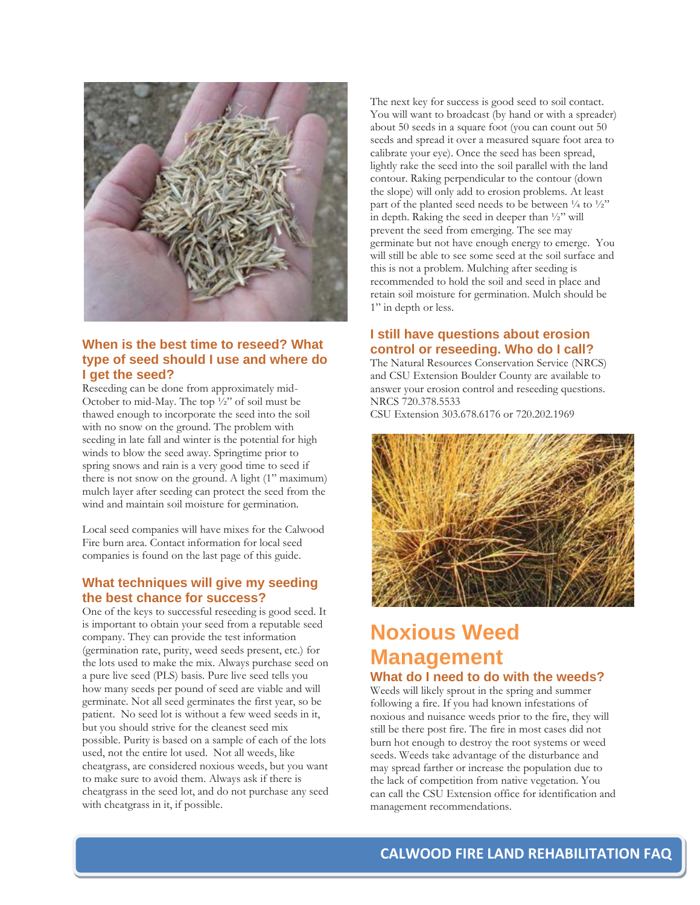### When is the best time to reseed? What type of seed should I use and where do I get the seed?

Reseeding can be done from approximately mid-October to mid-May. The top ½" of soil must be thawed enough to incorporate the seed into the soil with no snow on the ground. The problem with seeding in late fall and winter is the potential for high winds to blow the seed away. Springtime prior to spring snows and rain is a very good time to seed if there is not snow on the ground. A light (1" maximum) mulch layer after seeding can protect the seed from the wind and maintain soil moisture for germination.

Local seed companies will have mixes for the Calwood Fire burn area. Contact information for local seed companies is found on the last page of this guide.

### What techniques will give my seeding the best chance for success?

One of the keys to successful reseeding is good seed. It is important to obtain your seed from a reputable seed company. They can provide the test information (germination rate, purity, weed seeds present, etc.) for the lots used to make the mix. Always purchase seed on a pure live seed (PLS) basis. Pure live seed tells you how many seeds per pound of seed are viable and will germinate. Not all seed germinates the first year, so be patient. No seed lot is without a few weed seeds in it, but you should strive for the cleanest seed mix possible. Purity is based on a sample of each of the lots used, not the entire lot used. Not all weeds, like cheatgrass, are considered noxious weeds, but you want to make sure to avoid them. Always ask if there is cheatgrass in the seed lot, and do not purchase any seed with cheatgrass in it, if possible.

The next key for success is good seed to soil contact. You will want to broadcast (by hand or with a spreader) about 50 seeds in a square foot (you can count out 50 seeds and spread it over a measured square foot area to calibrate your eye). Once the seed has been spread, lightly rake the seed into the soil parallel with the land contour. Raking perpendicular to the contour (down the slope) will only add to erosion problems. At least part of the planted seed needs to be between ¼ to ½" in depth. Raking the seed in deeper than ½" will prevent the seed from emerging. The see may germinate but not have enough energy to emerge. You will still be able to see some seed at the soil surface and this is not a problem. Mulching after seeding is recommended to hold the soil and seed in place and retain soil moisture for germination. Mulch should be 1" in depth or less.

### I still have questions about erosion control or reseeding. Who do I call?

The Natural Resources Conservation Service (NRCS) and CSU Extension Boulder County are available to answer your erosion control and reseeding questions.
NRCS 720.378.5533
CSU Extension 303.678.6176 or 720.202.1969

# Noxious Weed Management

### What do I need to do with the weeds?

Weeds will likely sprout in the spring and summer following a fire. If you had known infestations of noxious and nuisance weeds prior to the fire, they will still be there post fire. The fire in most cases did not burn hot enough to destroy the root systems or weed seeds. Weeds take advantage of the disturbance and may spread farther or increase the population due to the lack of competition from native vegetation. You can call the CSU Extension office for identification and management recommendations.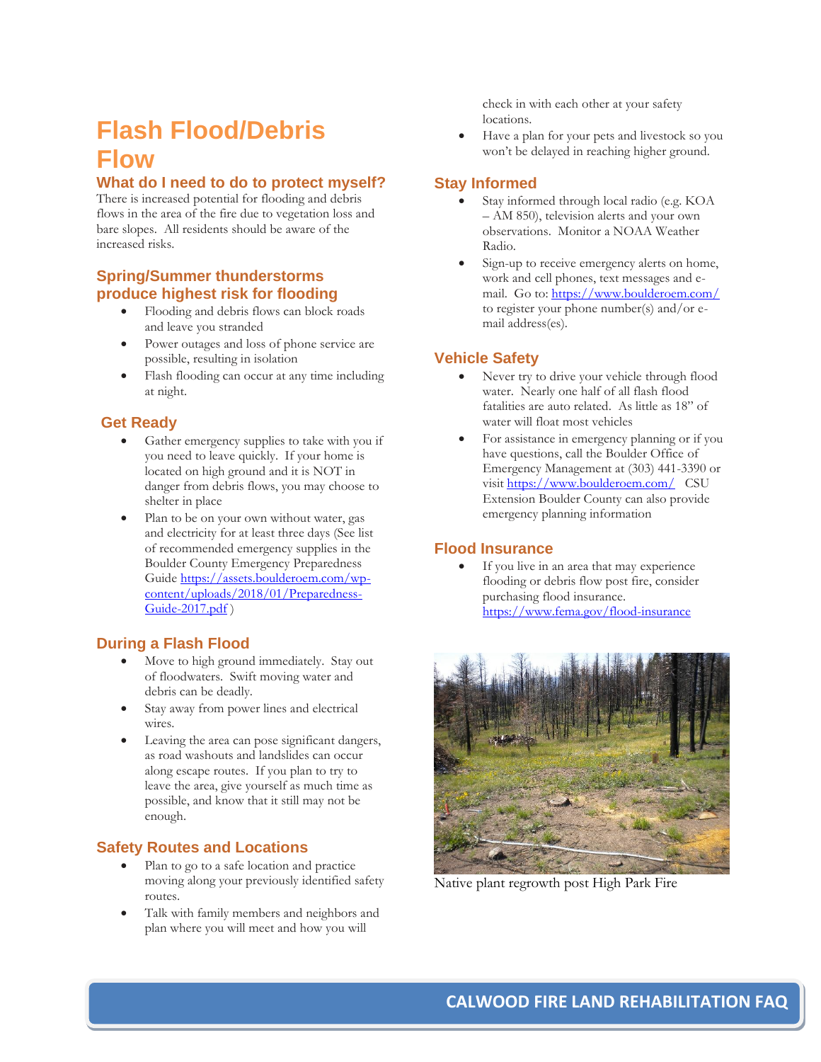# Flash Flood/Debris Flow

## What do I need to do to protect myself?

There is increased potential for flooding and debris flows in the area of the fire due to vegetation loss and bare slopes. All residents should be aware of the increased risks.

## Spring/Summer thunderstorms produce highest risk for flooding

- Flooding and debris flows can block roads and leave you stranded
- Power outages and loss of phone service are possible, resulting in isolation
- Flash flooding can occur at any time including at night.

## Get Ready

- Gather emergency supplies to take with you if you need to leave quickly. If your home is located on high ground and it is NOT in danger from debris flows, you may choose to shelter in place
- Plan to be on your own without water, gas and electricity for at least three days (See list of recommended emergency supplies in the Boulder County Emergency Preparedness Guide https://assets.boulderoem.com/wp-content/uploads/2018/01/Preparedness-Guide-2017.pdf )

## During a Flash Flood

- Move to high ground immediately. Stay out of floodwaters. Swift moving water and debris can be deadly.
- Stay away from power lines and electrical wires.
- Leaving the area can pose significant dangers, as road washouts and landslides can occur along escape routes. If you plan to try to leave the area, give yourself as much time as possible, and know that it still may not be enough.

## Safety Routes and Locations

- Plan to go to a safe location and practice moving along your previously identified safety routes.
- Talk with family members and neighbors and plan where you will meet and how you will check in with each other at your safety locations.
- Have a plan for your pets and livestock so you won't be delayed in reaching higher ground.

## Stay Informed

- Stay informed through local radio (e.g. KOA – AM 850), television alerts and your own observations. Monitor a NOAA Weather Radio.
- Sign-up to receive emergency alerts on home, work and cell phones, text messages and e-mail. Go to: https://www.boulderoem.com/ to register your phone number(s) and/or e-mail address(es).

## Vehicle Safety

- Never try to drive your vehicle through flood water. Nearly one half of all flash flood fatalities are auto related. As little as 18" of water will float most vehicles
- For assistance in emergency planning or if you have questions, call the Boulder Office of Emergency Management at (303) 441-3390 or visit https://www.boulderoem.com/ CSU Extension Boulder County can also provide emergency planning information

## Flood Insurance

- If you live in an area that may experience flooding or debris flow post fire, consider purchasing flood insurance. https://www.fema.gov/flood-insurance

Native plant regrowth post High Park Fire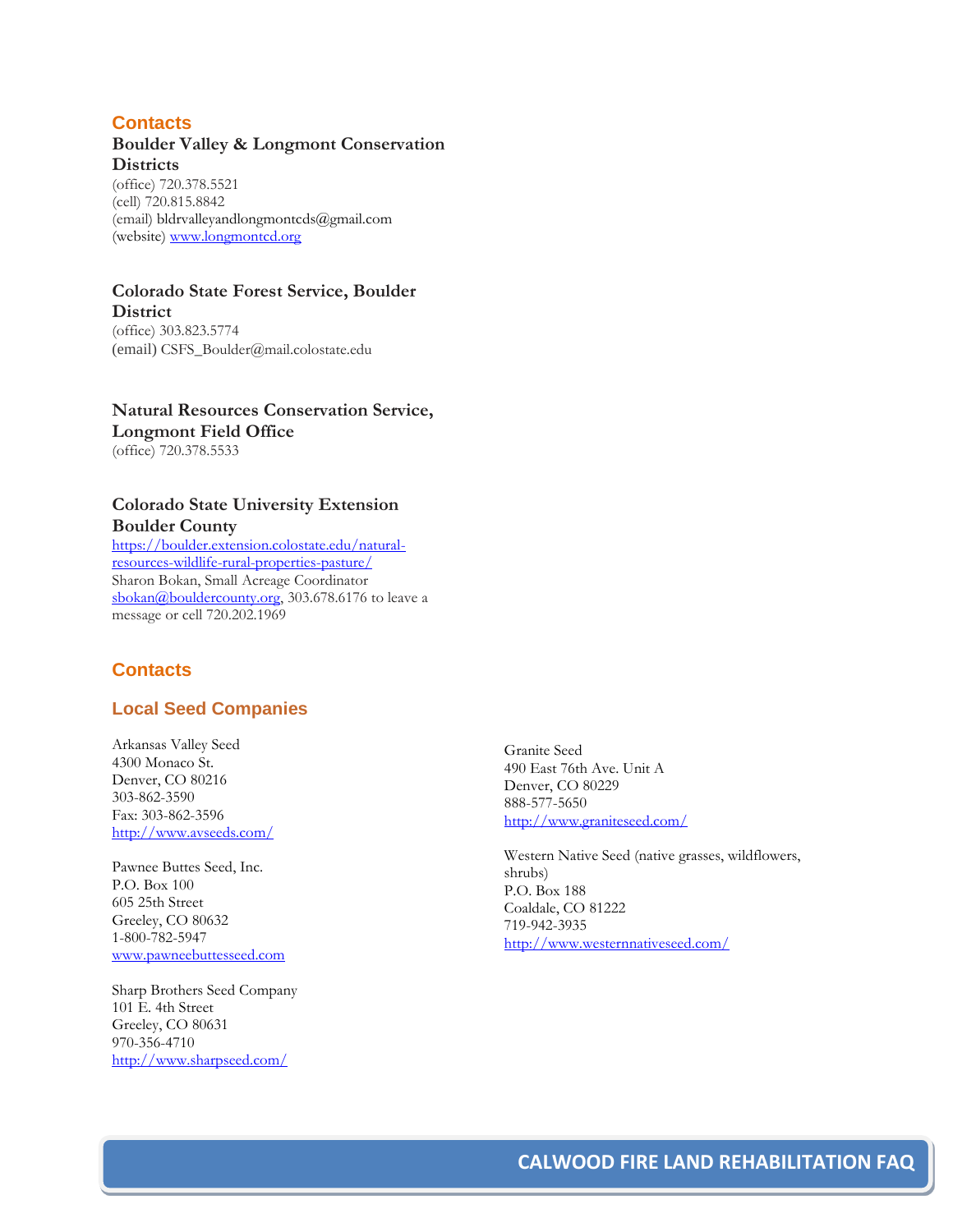## Contacts

**Boulder Valley & Longmont Conservation Districts**

(office) 720.378.5521
(cell) 720.815.8842
(email) bldrvalleyandlongmontcds@gmail.com
(website) www.longmontcd.org

**Colorado State Forest Service, Boulder District**

(office) 303.823.5774
(email) CSFS_Boulder@mail.colostate.edu

**Natural Resources Conservation Service, Longmont Field Office**

(office) 720.378.5533

**Colorado State University Extension Boulder County**

https://boulder.extension.colostate.edu/natural-resources-wildlife-rural-properties-pasture/
Sharon Bokan, Small Acreage Coordinator
sbokan@bouldercounty.org, 303.678.6176 to leave a message or cell 720.202.1969

## Contacts

### Local Seed Companies

Arkansas Valley Seed
4300 Monaco St.
Denver, CO 80216
303-862-3590
Fax: 303-862-3596
http://www.avseeds.com/

Pawnee Buttes Seed, Inc.
P.O. Box 100
605 25th Street
Greeley, CO 80632
1-800-782-5947
www.pawneebuttesseed.com

Sharp Brothers Seed Company
101 E. 4th Street
Greeley, CO 80631
970-356-4710
http://www.sharpseed.com/

Granite Seed
490 East 76th Ave. Unit A
Denver, CO 80229
888-577-5650
http://www.graniteseed.com/

Western Native Seed (native grasses, wildflowers, shrubs)
P.O. Box 188
Coaldale, CO 81222
719-942-3935
http://www.westernnativeseed.com/